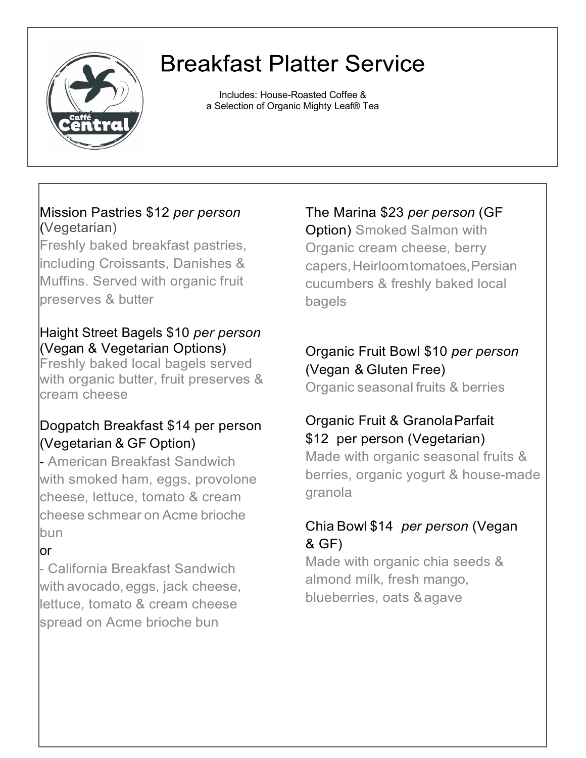# Breakfast Platter Service

Includes: House-Roasted Coffee &
a Selection of Organic Mighty Leaf® Tea

**Mission Pastries $12 *per person* (Vegetarian)**

Freshly baked breakfast pastries, including Croissants, Danishes & Muffins. Served with organic fruit preserves & butter

**Haight Street Bagels $10 *per person* (Vegan & Vegetarian Options)**

Freshly baked local bagels served with organic butter, fruit preserves & cream cheese

**Dogpatch Breakfast $14 per person (Vegetarian & GF Option)**

- American Breakfast Sandwich with smoked ham, eggs, provolone cheese, lettuce, tomato & cream cheese schmear on Acme brioche bun

or

- California Breakfast Sandwich with avocado, eggs, jack cheese, lettuce, tomato & cream cheese spread on Acme brioche bun

**The Marina $23 *per person* (GF Option)** Smoked Salmon with Organic cream cheese, berry capers, Heirloom tomatoes, Persian cucumbers & freshly baked local bagels

**Organic Fruit Bowl $10 *per person* (Vegan & Gluten Free)**

Organic seasonal fruits & berries

**Organic Fruit & Granola Parfait $12 per person (Vegetarian)**

Made with organic seasonal fruits & berries, organic yogurt & house-made granola

**Chia Bowl $14 *per person* (Vegan & GF)**

Made with organic chia seeds & almond milk, fresh mango, blueberries, oats & agave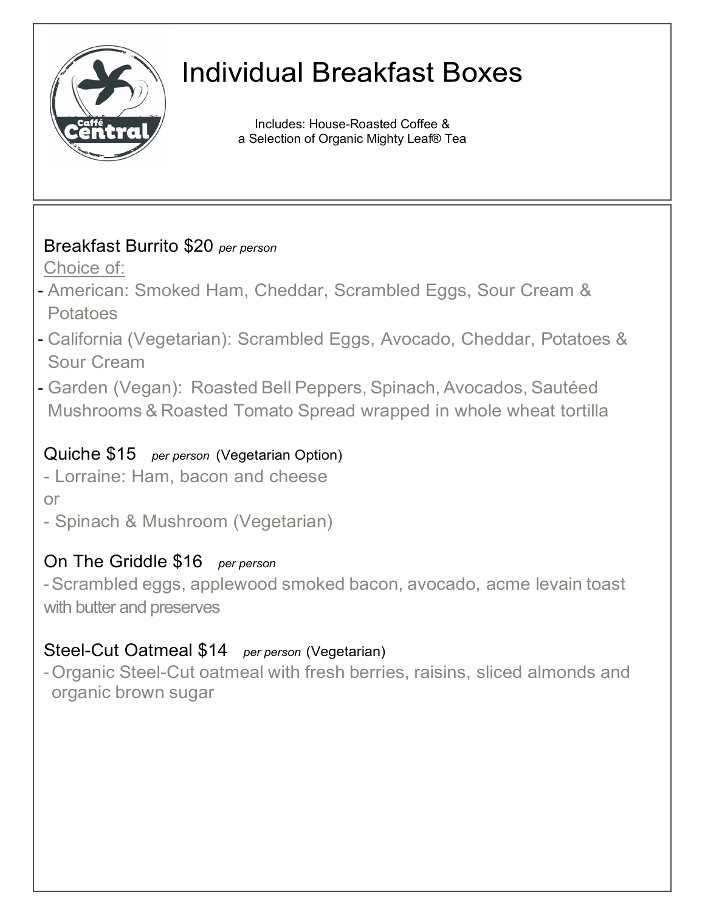# Individual Breakfast Boxes

Includes: House-Roasted Coffee &
a Selection of Organic Mighty Leaf® Tea

## Breakfast Burrito $20 *per person*

Choice of:

- American: Smoked Ham, Cheddar, Scrambled Eggs, Sour Cream & Potatoes
- California (Vegetarian): Scrambled Eggs, Avocado, Cheddar, Potatoes & Sour Cream
- Garden (Vegan): Roasted Bell Peppers, Spinach, Avocados, Sautéed Mushrooms & Roasted Tomato Spread wrapped in whole wheat tortilla

## Quiche $15 *per person* (Vegetarian Option)

- Lorraine: Ham, bacon and cheese

or

- Spinach & Mushroom (Vegetarian)

## On The Griddle $16 *per person*

- Scrambled eggs, applewood smoked bacon, avocado, acme levain toast with butter and preserves

## Steel-Cut Oatmeal $14 *per person* (Vegetarian)

- Organic Steel-Cut oatmeal with fresh berries, raisins, sliced almonds and organic brown sugar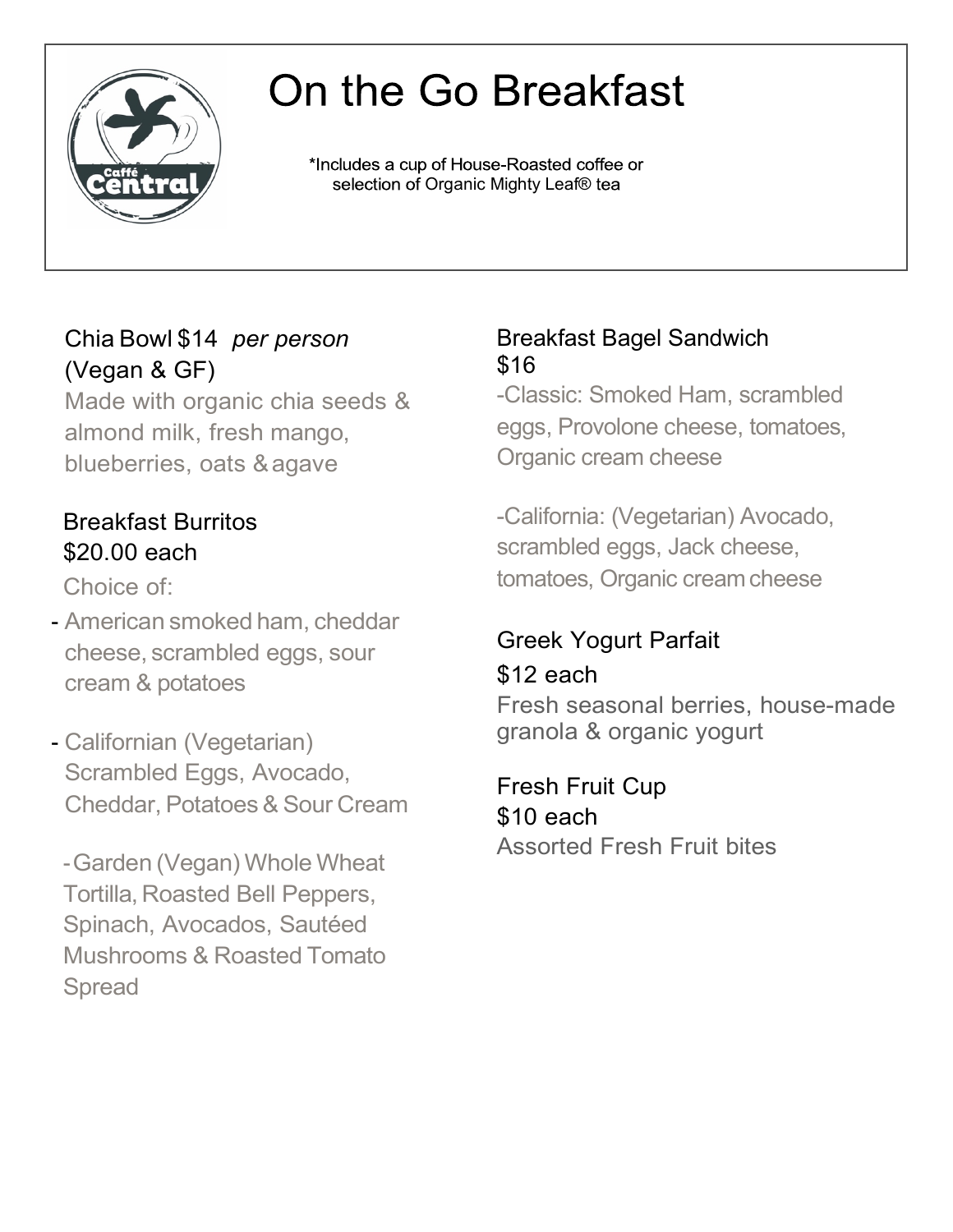# On the Go Breakfast

*Includes a cup of House-Roasted coffee or selection of Organic Mighty Leaf® tea

### Chia Bowl $14 *per person* (Vegan & GF)

Made with organic chia seeds & almond milk, fresh mango, blueberries, oats & agave

### Breakfast Burritos $20.00 each

Choice of:

- American smoked ham, cheddar cheese, scrambled eggs, sour cream & potatoes
- Californian (Vegetarian) Scrambled Eggs, Avocado, Cheddar, Potatoes & Sour Cream
- Garden (Vegan) Whole Wheat Tortilla, Roasted Bell Peppers, Spinach, Avocados, Sautéed Mushrooms & Roasted Tomato Spread

### Breakfast Bagel Sandwich $16

-Classic: Smoked Ham, scrambled eggs, Provolone cheese, tomatoes, Organic cream cheese

-California: (Vegetarian) Avocado, scrambled eggs, Jack cheese, tomatoes, Organic cream cheese

### Greek Yogurt Parfait $12 each

Fresh seasonal berries, house-made granola & organic yogurt

### Fresh Fruit Cup $10 each

Assorted Fresh Fruit bites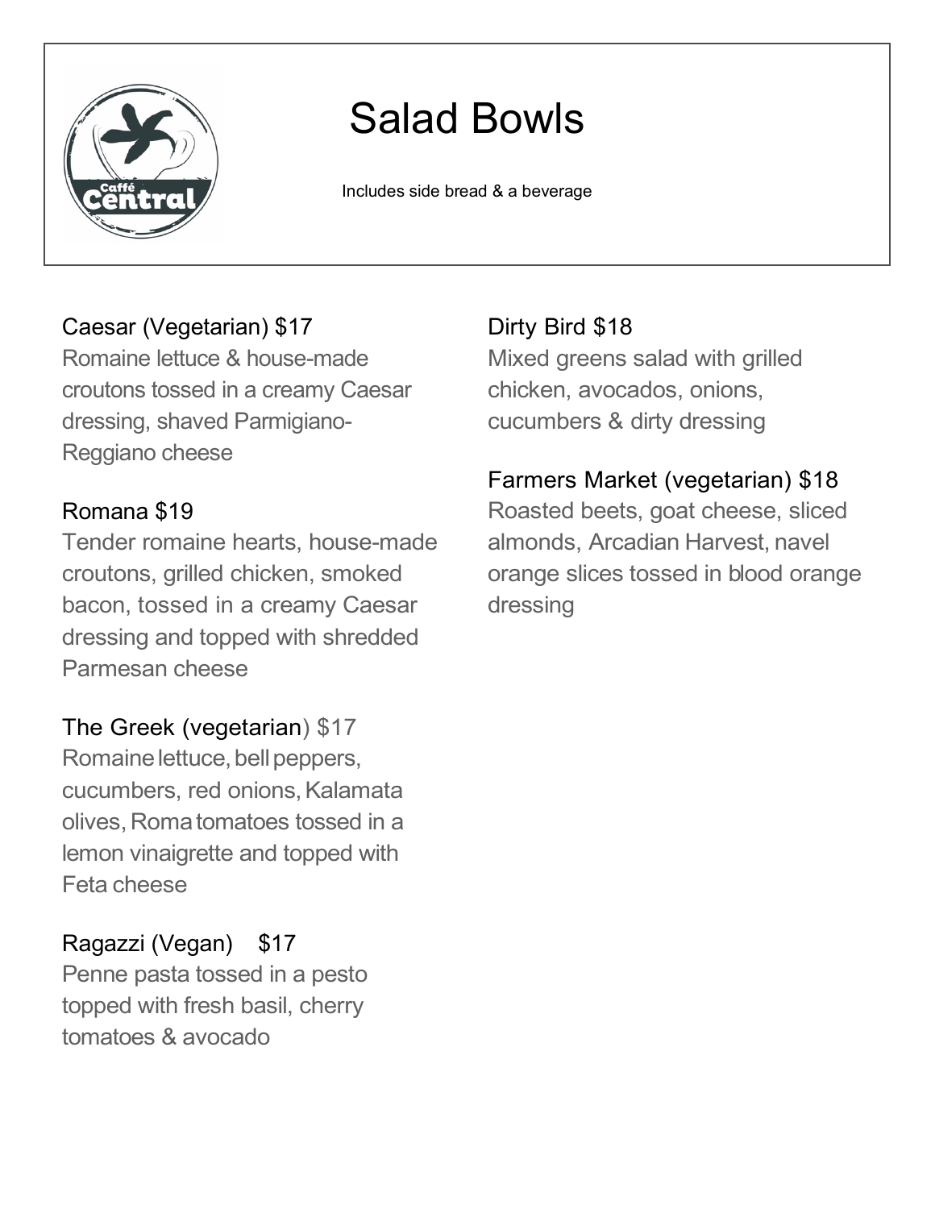# Salad Bowls

Includes side bread & a beverage

### Caesar (Vegetarian) $17

Romaine lettuce & house-made croutons tossed in a creamy Caesar dressing, shaved Parmigiano-Reggiano cheese

### Romana $19

Tender romaine hearts, house-made croutons, grilled chicken, smoked bacon, tossed in a creamy Caesar dressing and topped with shredded Parmesan cheese

### The Greek (vegetarian) $17

Romaine lettuce, bell peppers, cucumbers, red onions, Kalamata olives, Roma tomatoes tossed in a lemon vinaigrette and topped with Feta cheese

### Ragazzi (Vegan) $17

Penne pasta tossed in a pesto topped with fresh basil, cherry tomatoes & avocado

### Dirty Bird $18

Mixed greens salad with grilled chicken, avocados, onions, cucumbers & dirty dressing

### Farmers Market (vegetarian) $18

Roasted beets, goat cheese, sliced almonds, Arcadian Harvest, navel orange slices tossed in blood orange dressing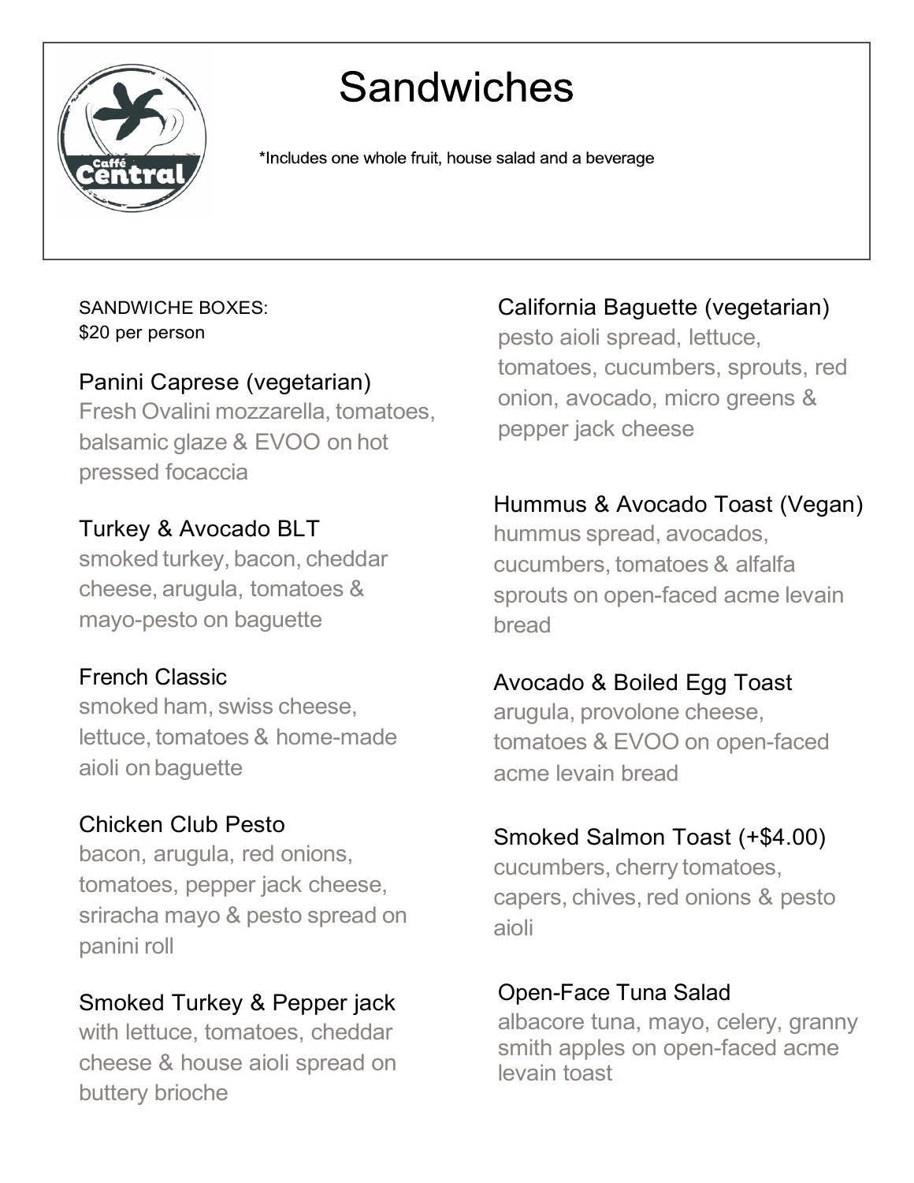# Sandwiches

*Includes one whole fruit, house salad and a beverage

SANDWICHE BOXES:
$20 per person

### Panini Caprese (vegetarian)
Fresh Ovalini mozzarella, tomatoes, balsamic glaze & EVOO on hot pressed focaccia

### Turkey & Avocado BLT
smoked turkey, bacon, cheddar cheese, arugula, tomatoes & mayo-pesto on baguette

### French Classic
smoked ham, swiss cheese, lettuce, tomatoes & home-made aioli on baguette

### Chicken Club Pesto
bacon, arugula, red onions, tomatoes, pepper jack cheese, sriracha mayo & pesto spread on panini roll

### Smoked Turkey & Pepper jack
with lettuce, tomatoes, cheddar cheese & house aioli spread on buttery brioche

### California Baguette (vegetarian)
pesto aioli spread, lettuce, tomatoes, cucumbers, sprouts, red onion, avocado, micro greens & pepper jack cheese

### Hummus & Avocado Toast (Vegan)
hummus spread, avocados, cucumbers, tomatoes & alfalfa sprouts on open-faced acme levain bread

### Avocado & Boiled Egg Toast
arugula, provolone cheese, tomatoes & EVOO on open-faced acme levain bread

### Smoked Salmon Toast (+$4.00)
cucumbers, cherry tomatoes, capers, chives, red onions & pesto aioli

### Open-Face Tuna Salad
albacore tuna, mayo, celery, granny smith apples on open-faced acme levain toast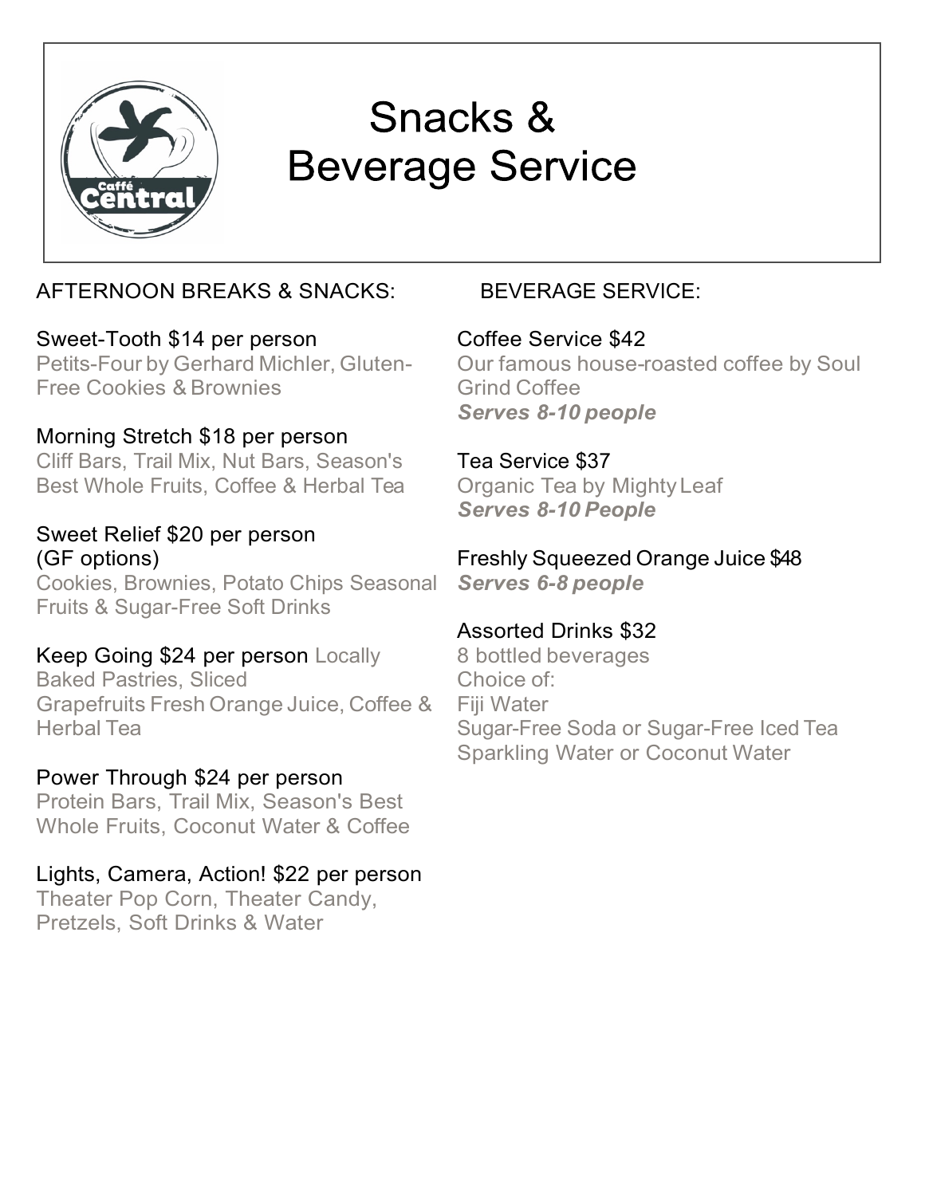# Snacks & Beverage Service

## AFTERNOON BREAKS & SNACKS:

**Sweet-Tooth $14 per person**
Petits-Four by Gerhard Michler, Gluten-Free Cookies & Brownies

**Morning Stretch $18 per person**
Cliff Bars, Trail Mix, Nut Bars, Season's Best Whole Fruits, Coffee & Herbal Tea

**Sweet Relief $20 per person (GF options)**
Cookies, Brownies, Potato Chips Seasonal Fruits & Sugar-Free Soft Drinks

**Keep Going $24 per person**
Locally Baked Pastries, Sliced Grapefruits Fresh Orange Juice, Coffee & Herbal Tea

**Power Through $24 per person**
Protein Bars, Trail Mix, Season's Best Whole Fruits, Coconut Water & Coffee

**Lights, Camera, Action! $22 per person**
Theater Pop Corn, Theater Candy, Pretzels, Soft Drinks & Water

## BEVERAGE SERVICE:

**Coffee Service $42**
Our famous house-roasted coffee by Soul Grind Coffee
***Serves 8-10 people***

**Tea Service $37**
Organic Tea by Mighty Leaf
***Serves 8-10 People***

**Freshly Squeezed Orange Juice $48**
***Serves 6-8 people***

**Assorted Drinks $32**
8 bottled beverages
Choice of:
Fiji Water
Sugar-Free Soda or Sugar-Free Iced Tea
Sparkling Water or Coconut Water